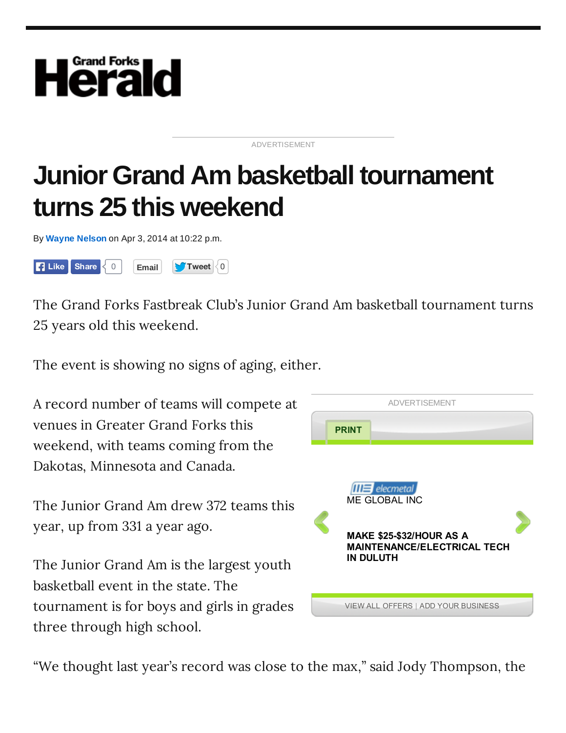# Junior Grand Am basketball tournament turns 25 this weekend

By **Wayne Nelson** on Apr 3, 2014 at 10:22 p.m.

The Grand Forks Fastbreak Club's Junior Grand Am basketball tournament turns 25 years old this weekend.

The event is showing no signs of aging, either.

A record number of teams will compete at venues in Greater Grand Forks this weekend, with teams coming from the Dakotas, Minnesota and Canada.

The Junior Grand Am drew 372 teams this year, up from 331 a year ago.

The Junior Grand Am is the largest youth basketball event in the state. The tournament is for boys and girls in grades three through high school.

"We thought last year's record was close to the max," said Jody Thompson, the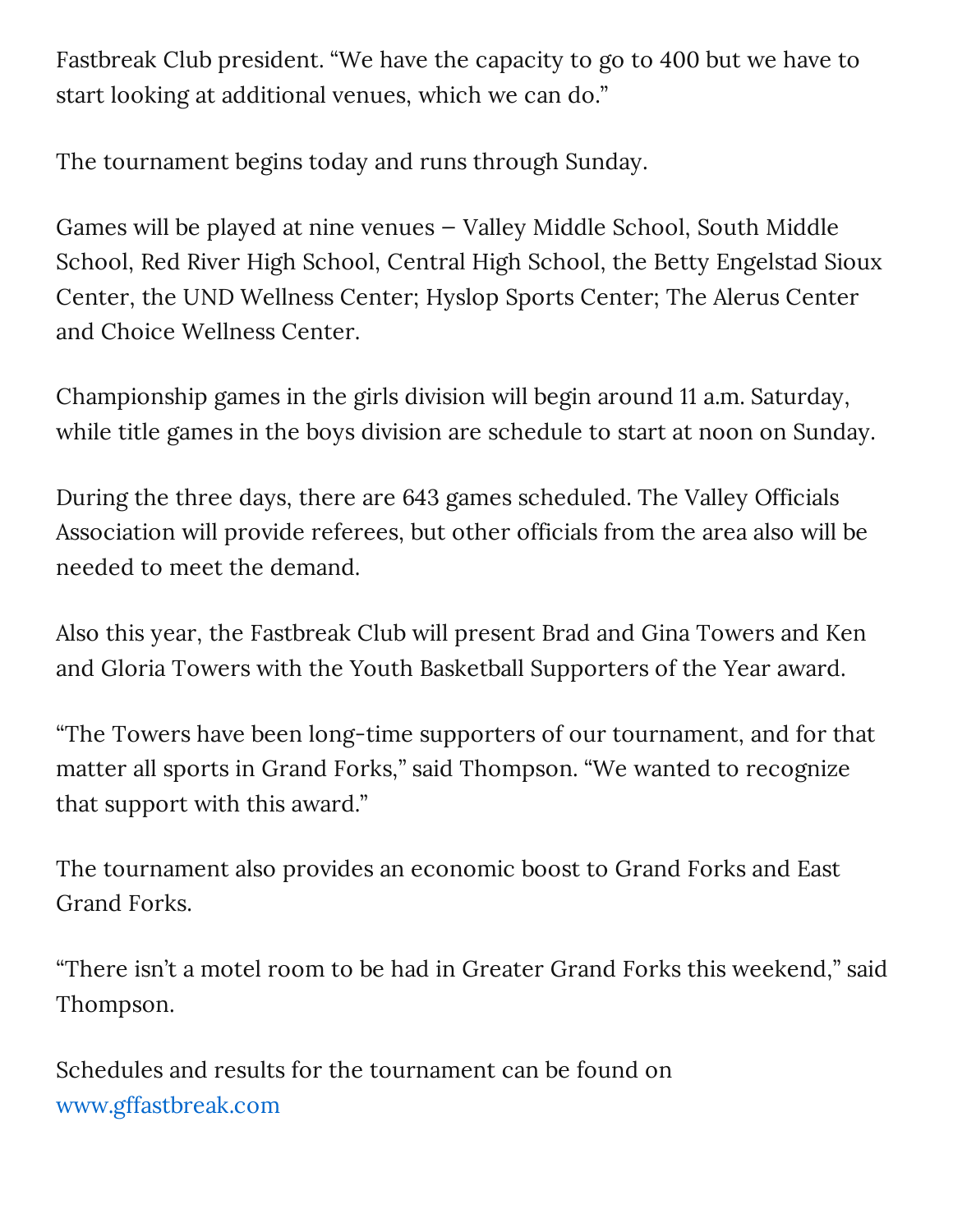Fastbreak Club president. "We have the capacity to go to 400 but we have to start looking at additional venues, which we can do."

The tournament begins today and runs through Sunday.

Games will be played at nine venues – Valley Middle School, South Middle School, Red River High School, Central High School, the Betty Engelstad Sioux Center, the UND Wellness Center; Hyslop Sports Center; The Alerus Center and Choice Wellness Center.

Championship games in the girls division will begin around 11 a.m. Saturday, while title games in the boys division are schedule to start at noon on Sunday.

During the three days, there are 643 games scheduled. The Valley Officials Association will provide referees, but other officials from the area also will be needed to meet the demand.

Also this year, the Fastbreak Club will present Brad and Gina Towers and Ken and Gloria Towers with the Youth Basketball Supporters of the Year award.

"The Towers have been long-time supporters of our tournament, and for that matter all sports in Grand Forks," said Thompson. "We wanted to recognize that support with this award."

The tournament also provides an economic boost to Grand Forks and East Grand Forks.

"There isn't a motel room to be had in Greater Grand Forks this weekend," said Thompson.

Schedules and results for the tournament can be found on www.gffastbreak.com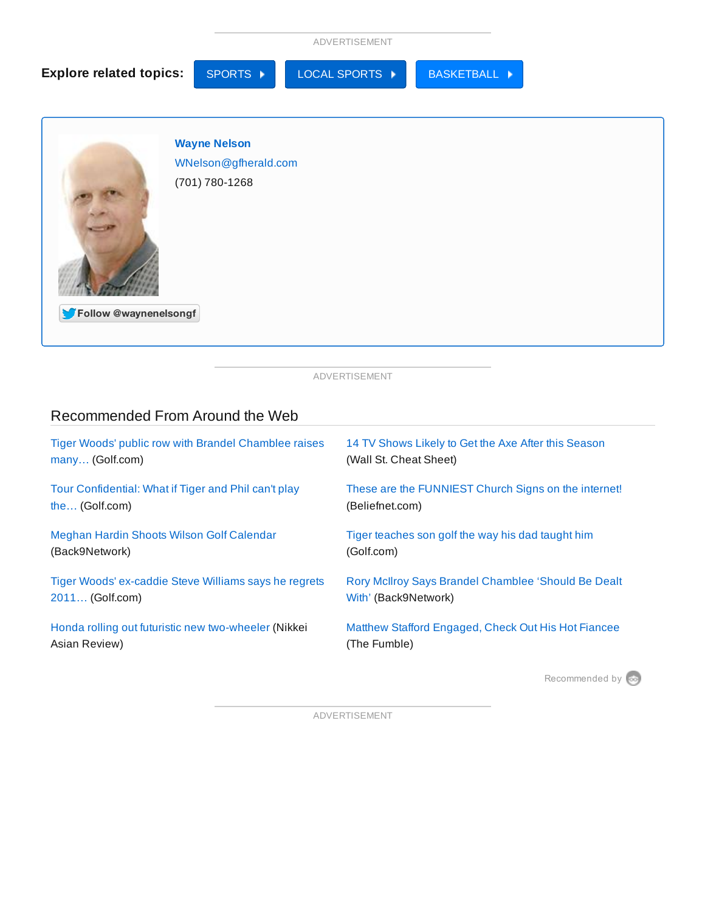ADVERTISEMENT

**Explore related topics:** SPORTS LOCAL SPORTS BASKETBALL

**Wayne Nelson**

WNelson@gfherald.com

(701) 780-1268

Follow @waynenelsongf

ADVERTISEMENT

## Recommended From Around the Web

Tiger Woods' public row with Brandel Chamblee raises many… (Golf.com)

Tour Confidential: What if Tiger and Phil can't play the… (Golf.com)

Meghan Hardin Shoots Wilson Golf Calendar (Back9Network)

Tiger Woods' ex-caddie Steve Williams says he regrets 2011… (Golf.com)

Honda rolling out futuristic new two-wheeler (Nikkei Asian Review)

14 TV Shows Likely to Get the Axe After this Season (Wall St. Cheat Sheet)

These are the FUNNIEST Church Signs on the internet! (Beliefnet.com)

Tiger teaches son golf the way his dad taught him (Golf.com)

Rory McIlroy Says Brandel Chamblee 'Should Be Dealt With' (Back9Network)

Matthew Stafford Engaged, Check Out His Hot Fiancee (The Fumble)

Recommended by

ADVERTISEMENT